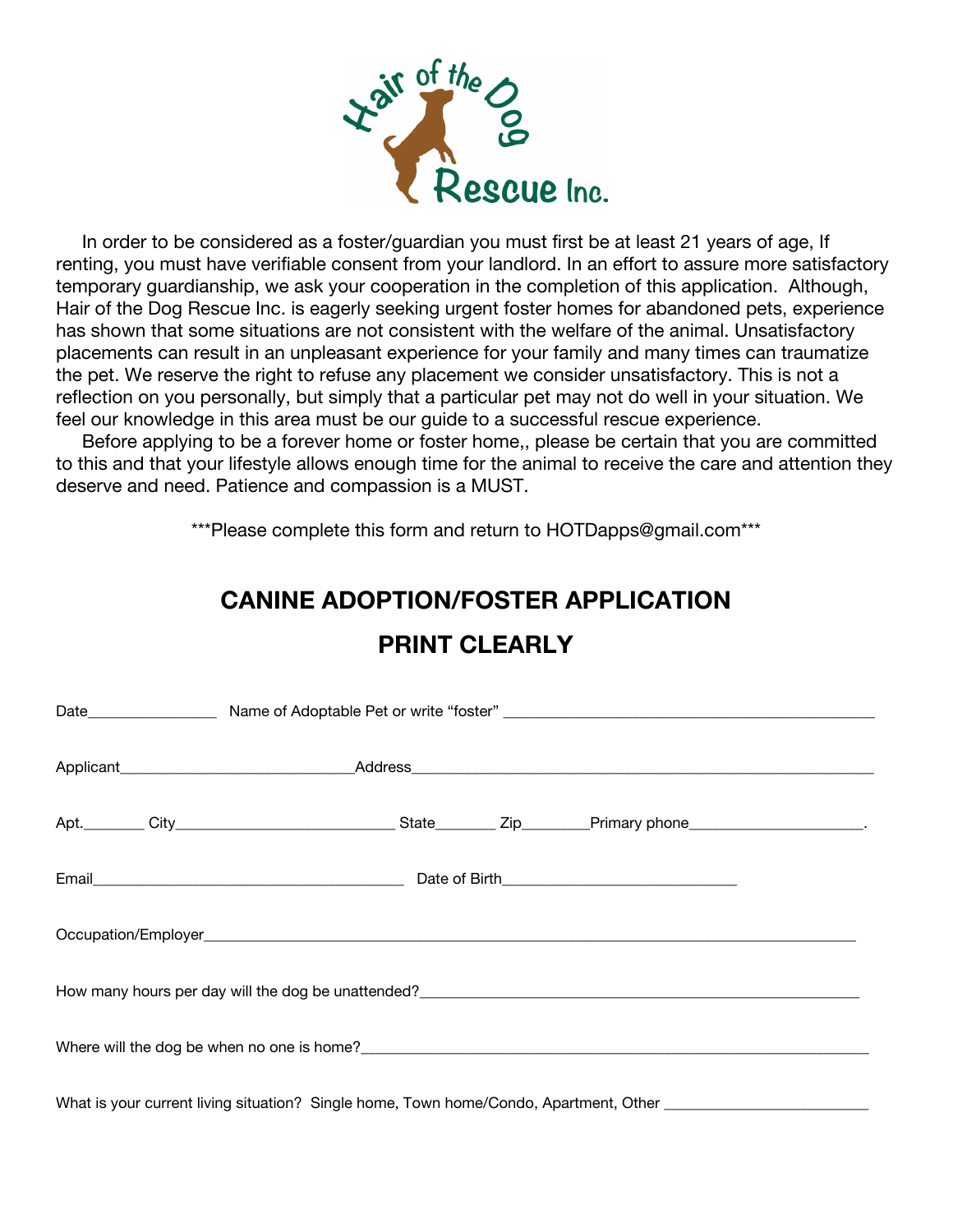Hair of the Dog Rescue Inc.

In order to be considered as a foster/guardian you must first be at least 21 years of age, If renting, you must have verifiable consent from your landlord. In an effort to assure more satisfactory temporary guardianship, we ask your cooperation in the completion of this application. Although, Hair of the Dog Rescue Inc. is eagerly seeking urgent foster homes for abandoned pets, experience has shown that some situations are not consistent with the welfare of the animal. Unsatisfactory placements can result in an unpleasant experience for your family and many times can traumatize the pet. We reserve the right to refuse any placement we consider unsatisfactory. This is not a reflection on you personally, but simply that a particular pet may not do well in your situation. We feel our knowledge in this area must be our guide to a successful rescue experience.

Before applying to be a forever home or foster home,, please be certain that you are committed to this and that your lifestyle allows enough time for the animal to receive the care and attention they deserve and need. Patience and compassion is a MUST.

***Please complete this form and return to HOTDapps@gmail.com***

## CANINE ADOPTION/FOSTER APPLICATION

## PRINT CLEARLY

Date________________ Name of Adoptable Pet or write "foster" ______________________________________________

Applicant_____________________________Address____________________________________________________________

Apt.________ City___________________________ State________ Zip_________Primary phone______________________.

Email_______________________________________ Date of Birth_____________________________

Occupation/Employer_________________________________________________________________________________

How many hours per day will the dog be unattended?_______________________________________________________

Where will the dog be when no one is home?_____________________________________________________________

What is your current living situation? Single home, Town home/Condo, Apartment, Other _________________________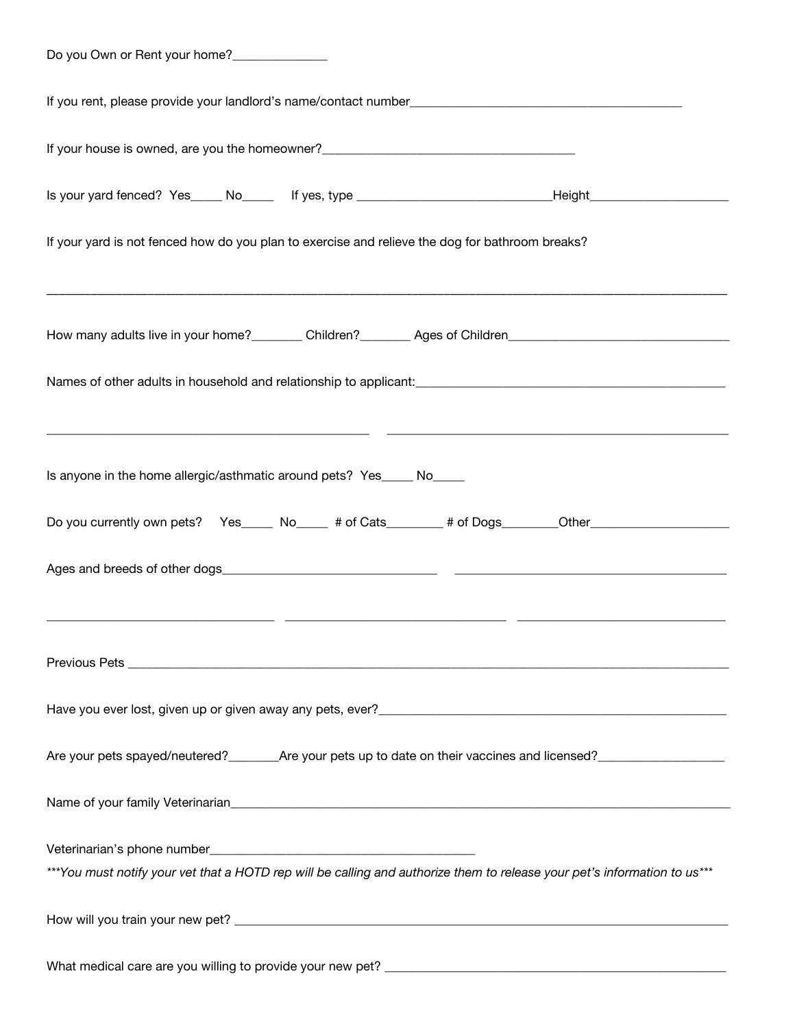Do you Own or Rent your home?______________

If you rent, please provide your landlord's name/contact number__________________________________________

If your house is owned, are you the homeowner?______________________________________

Is your yard fenced? Yes_____ No_____ If yes, type ______________________________Height_____________________

If your yard is not fenced how do you plan to exercise and relieve the dog for bathroom breaks?

____________________________________________________________________________________________________

How many adults live in your home?_______ Children?_______ Ages of Children_________________________________

Names of other adults in household and relationship to applicant:_______________________________________________

_________________________________________________ _________________________________________________

Is anyone in the home allergic/asthmatic around pets? Yes_____ No_____

Do you currently own pets? Yes_____ No_____ # of Cats________ # of Dogs________Other_____________________

Ages and breeds of other dogs________________________________ ________________________________________

_________________________________ _________________________________ _______________________________

Previous Pets _______________________________________________________________________________________

Have you ever lost, given up or given away any pets, ever?_____________________________________________________

Are your pets spayed/neutered?_______Are your pets up to date on their vaccines and licensed?___________________

Name of your family Veterinarian_________________________________________________________________________

Veterinarian's phone number_________________________________________

****You must notify your vet that a HOTD rep will be calling and authorize them to release your pet's information to us****

How will you train your new pet? _________________________________________________________________________

What medical care are you willing to provide your new pet? ____________________________________________________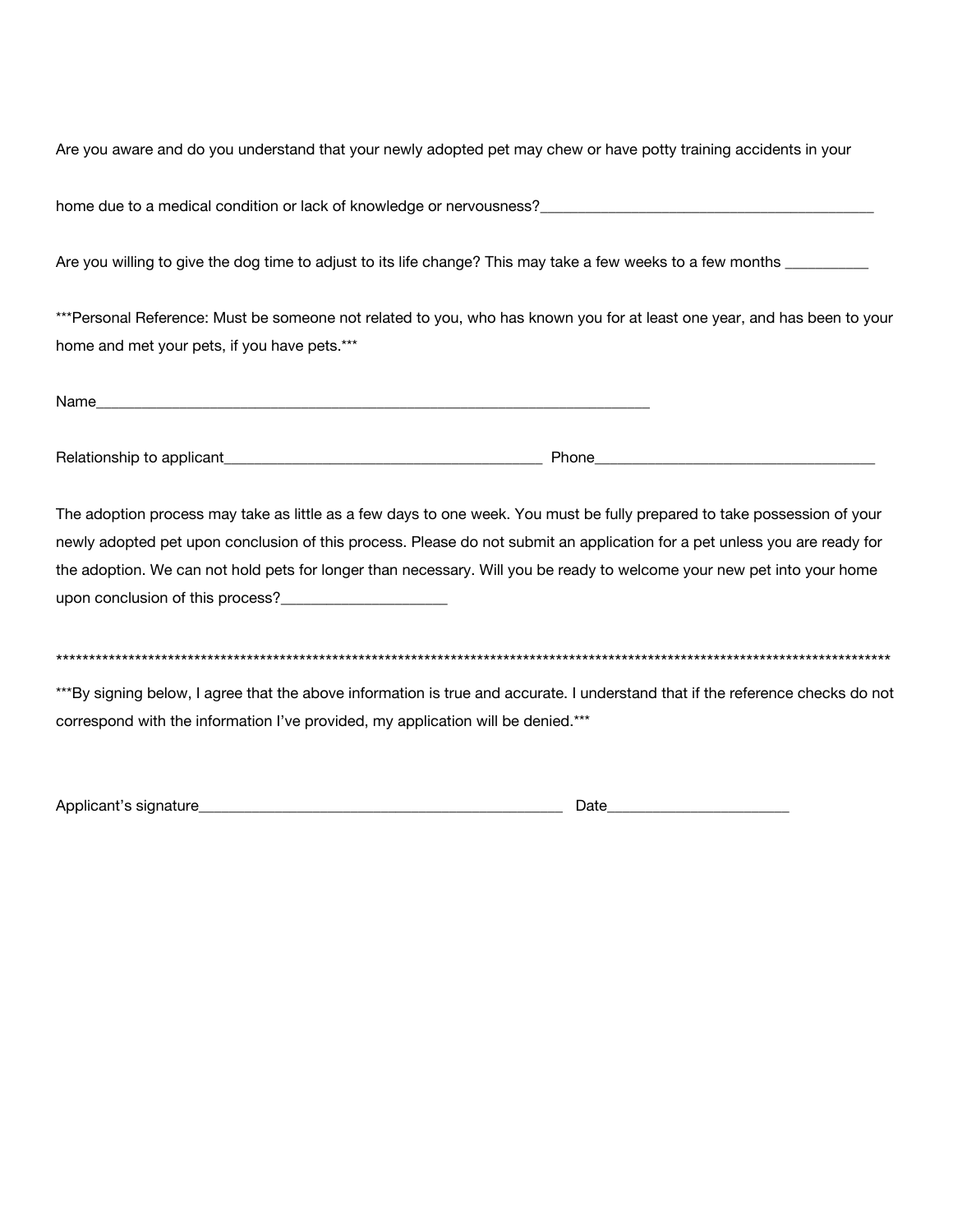Are you aware and do you understand that your newly adopted pet may chew or have potty training accidents in your

home due to a medical condition or lack of knowledge or nervousness?___________________________________________

Are you willing to give the dog time to adjust to its life change? This may take a few weeks to a few months ___________

***Personal Reference: Must be someone not related to you, who has known you for at least one year, and has been to your home and met your pets, if you have pets.***

Name_________________________________________________________________________

Relationship to applicant__________________________________________ Phone_____________________________________

The adoption process may take as little as a few days to one week. You must be fully prepared to take possession of your newly adopted pet upon conclusion of this process. Please do not submit an application for a pet unless you are ready for the adoption. We can not hold pets for longer than necessary. Will you be ready to welcome your new pet into your home upon conclusion of this process?_____________________

*************************************************************************************************************************************

***By signing below, I agree that the above information is true and accurate. I understand that if the reference checks do not correspond with the information I've provided, my application will be denied.***

Applicant's signature_______________________________________________ Date________________________